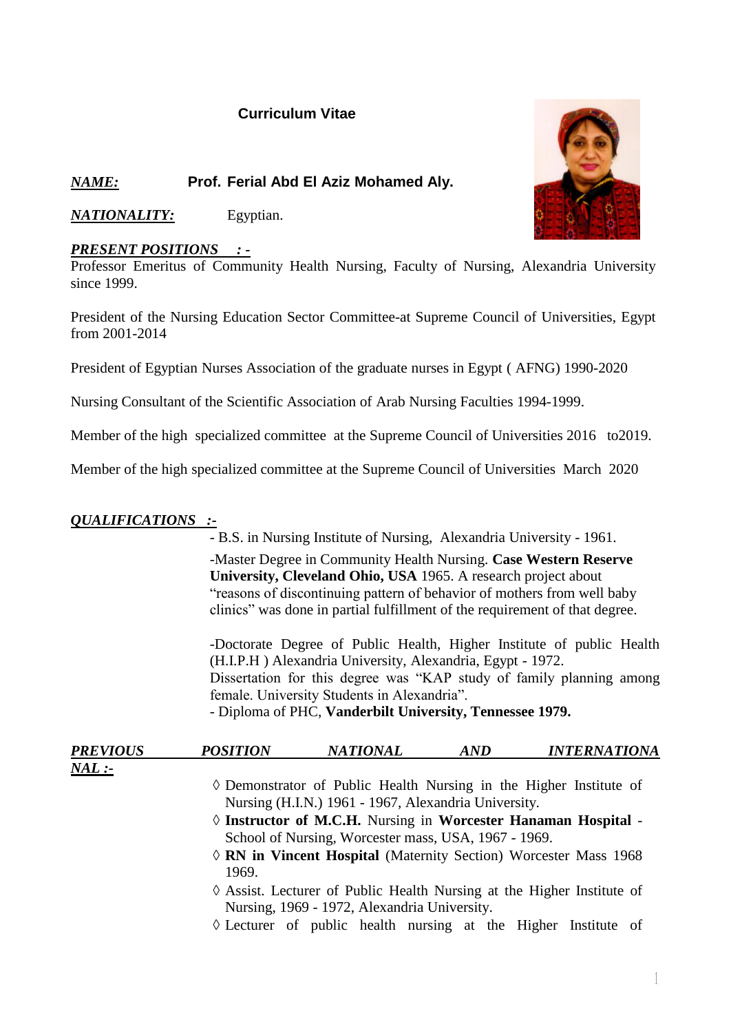# Curriculum Vitae

***NAME:*** **Prof. Ferial Abd El Aziz Mohamed Aly.**

***NATIONALITY:*** Egyptian.

***PRESENT POSITIONS :-***

Professor Emeritus of Community Health Nursing, Faculty of Nursing, Alexandria University since 1999.

President of the Nursing Education Sector Committee-at Supreme Council of Universities, Egypt from 2001-2014

President of Egyptian Nurses Association of the graduate nurses in Egypt ( AFNG) 1990-2020

Nursing Consultant of the Scientific Association of Arab Nursing Faculties 1994-1999.

Member of the high specialized committee at the Supreme Council of Universities 2016 to2019.

Member of the high specialized committee at the Supreme Council of Universities March 2020

***QUALIFICATIONS :-***

- B.S. in Nursing Institute of Nursing, Alexandria University - 1961.
- Master Degree in Community Health Nursing. **Case Western Reserve University, Cleveland Ohio, USA** 1965. A research project about "reasons of discontinuing pattern of behavior of mothers from well baby clinics" was done in partial fulfillment of the requirement of that degree.
- Doctorate Degree of Public Health, Higher Institute of public Health (H.I.P.H ) Alexandria University, Alexandria, Egypt - 1972. Dissertation for this degree was "KAP study of family planning among female. University Students in Alexandria".
- Diploma of PHC, **Vanderbilt University, Tennessee 1979.**

***PREVIOUS POSITION NATIONAL AND INTERNATIONAL :-***

- ◊ Demonstrator of Public Health Nursing in the Higher Institute of Nursing (H.I.N.) 1961 - 1967, Alexandria University.
- ◊ **Instructor of M.C.H.** Nursing in **Worcester Hanaman Hospital** - School of Nursing, Worcester mass, USA, 1967 - 1969.
- ◊ **RN in Vincent Hospital** (Maternity Section) Worcester Mass 1968 1969.
- ◊ Assist. Lecturer of Public Health Nursing at the Higher Institute of Nursing, 1969 - 1972, Alexandria University.
- ◊ Lecturer of public health nursing at the Higher Institute of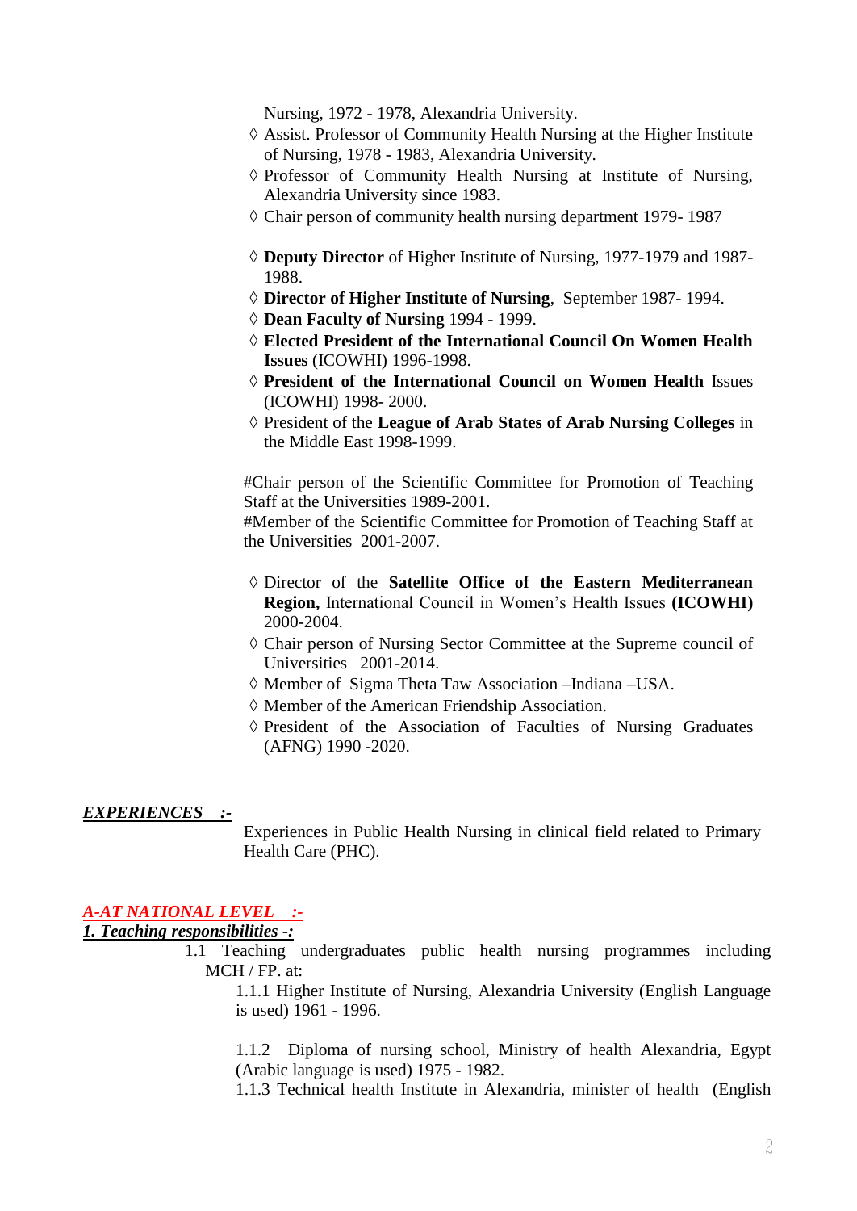Nursing, 1972 - 1978, Alexandria University.

- ◊ Assist. Professor of Community Health Nursing at the Higher Institute of Nursing, 1978 - 1983, Alexandria University.
- ◊ Professor of Community Health Nursing at Institute of Nursing, Alexandria University since 1983.
- ◊ Chair person of community health nursing department 1979- 1987
- ◊ **Deputy Director** of Higher Institute of Nursing, 1977-1979 and 1987-1988.
- ◊ **Director of Higher Institute of Nursing**, September 1987- 1994.
- ◊ **Dean Faculty of Nursing** 1994 - 1999.
- ◊ **Elected President of the International Council On Women Health Issues** (ICOWHI) 1996-1998.
- ◊ **President of the International Council on Women Health** Issues (ICOWHI) 1998- 2000.
- ◊ President of the **League of Arab States of Arab Nursing Colleges** in the Middle East 1998-1999.

#Chair person of the Scientific Committee for Promotion of Teaching Staff at the Universities 1989-2001.
#Member of the Scientific Committee for Promotion of Teaching Staff at the Universities 2001-2007.

- ◊ Director of the **Satellite Office of the Eastern Mediterranean Region,** International Council in Women's Health Issues **(ICOWHI)** 2000-2004.
- ◊ Chair person of Nursing Sector Committee at the Supreme council of Universities 2001-2014.
- ◊ Member of Sigma Theta Taw Association –Indiana –USA.
- ◊ Member of the American Friendship Association.
- ◊ President of the Association of Faculties of Nursing Graduates (AFNG) 1990 -2020.

***EXPERIENCES :-***

Experiences in Public Health Nursing in clinical field related to Primary Health Care (PHC).

***A-AT NATIONAL LEVEL :-***

***1. Teaching responsibilities -:***

1.1 Teaching undergraduates public health nursing programmes including MCH / FP. at:

1.1.1 Higher Institute of Nursing, Alexandria University (English Language is used) 1961 - 1996.

1.1.2 Diploma of nursing school, Ministry of health Alexandria, Egypt (Arabic language is used) 1975 - 1982.

1.1.3 Technical health Institute in Alexandria, minister of health (English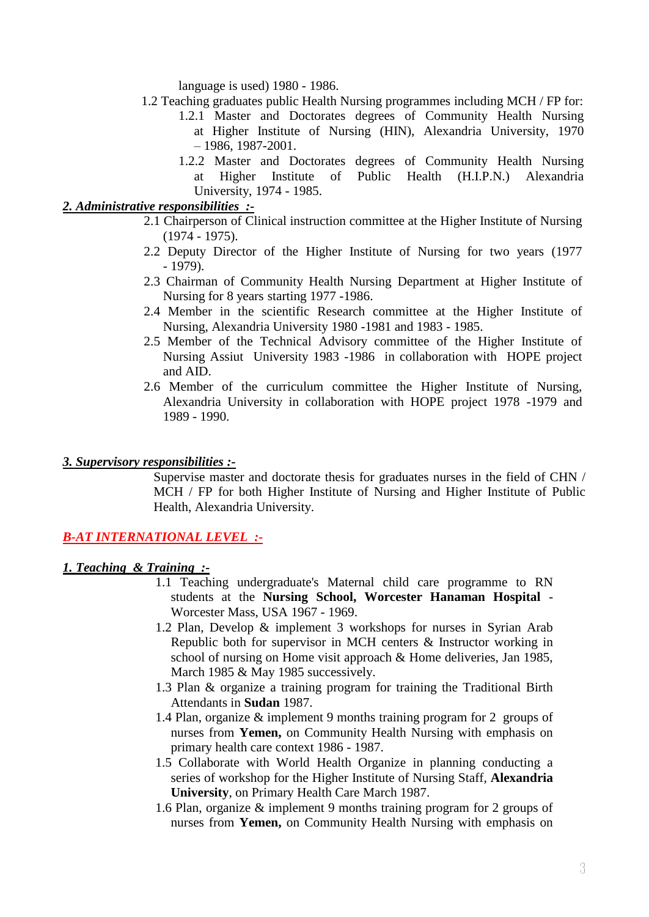language is used) 1980 - 1986.

1.2 Teaching graduates public Health Nursing programmes including MCH / FP for:

1.2.1 Master and Doctorates degrees of Community Health Nursing at Higher Institute of Nursing (HIN), Alexandria University, 1970 – 1986, 1987-2001.

1.2.2 Master and Doctorates degrees of Community Health Nursing at Higher Institute of Public Health (H.I.P.N.) Alexandria University, 1974 - 1985.

***2. Administrative responsibilities :-***

2.1 Chairperson of Clinical instruction committee at the Higher Institute of Nursing (1974 - 1975).

2.2 Deputy Director of the Higher Institute of Nursing for two years (1977 - 1979).

2.3 Chairman of Community Health Nursing Department at Higher Institute of Nursing for 8 years starting 1977 -1986.

2.4 Member in the scientific Research committee at the Higher Institute of Nursing, Alexandria University 1980 -1981 and 1983 - 1985.

2.5 Member of the Technical Advisory committee of the Higher Institute of Nursing Assiut University 1983 -1986 in collaboration with HOPE project and AID.

2.6 Member of the curriculum committee the Higher Institute of Nursing, Alexandria University in collaboration with HOPE project 1978 -1979 and 1989 - 1990.

***3. Supervisory responsibilities :-***

Supervise master and doctorate thesis for graduates nurses in the field of CHN / MCH / FP for both Higher Institute of Nursing and Higher Institute of Public Health, Alexandria University.

***B-AT INTERNATIONAL LEVEL :-***

***1. Teaching & Training :-***

1.1 Teaching undergraduate's Maternal child care programme to RN students at the **Nursing School, Worcester Hanaman Hospital** - Worcester Mass, USA 1967 - 1969.

1.2 Plan, Develop & implement 3 workshops for nurses in Syrian Arab Republic both for supervisor in MCH centers & Instructor working in school of nursing on Home visit approach & Home deliveries, Jan 1985, March 1985 & May 1985 successively.

1.3 Plan & organize a training program for training the Traditional Birth Attendants in **Sudan** 1987.

1.4 Plan, organize & implement 9 months training program for 2 groups of nurses from **Yemen,** on Community Health Nursing with emphasis on primary health care context 1986 - 1987.

1.5 Collaborate with World Health Organize in planning conducting a series of workshop for the Higher Institute of Nursing Staff, **Alexandria University**, on Primary Health Care March 1987.

1.6 Plan, organize & implement 9 months training program for 2 groups of nurses from **Yemen,** on Community Health Nursing with emphasis on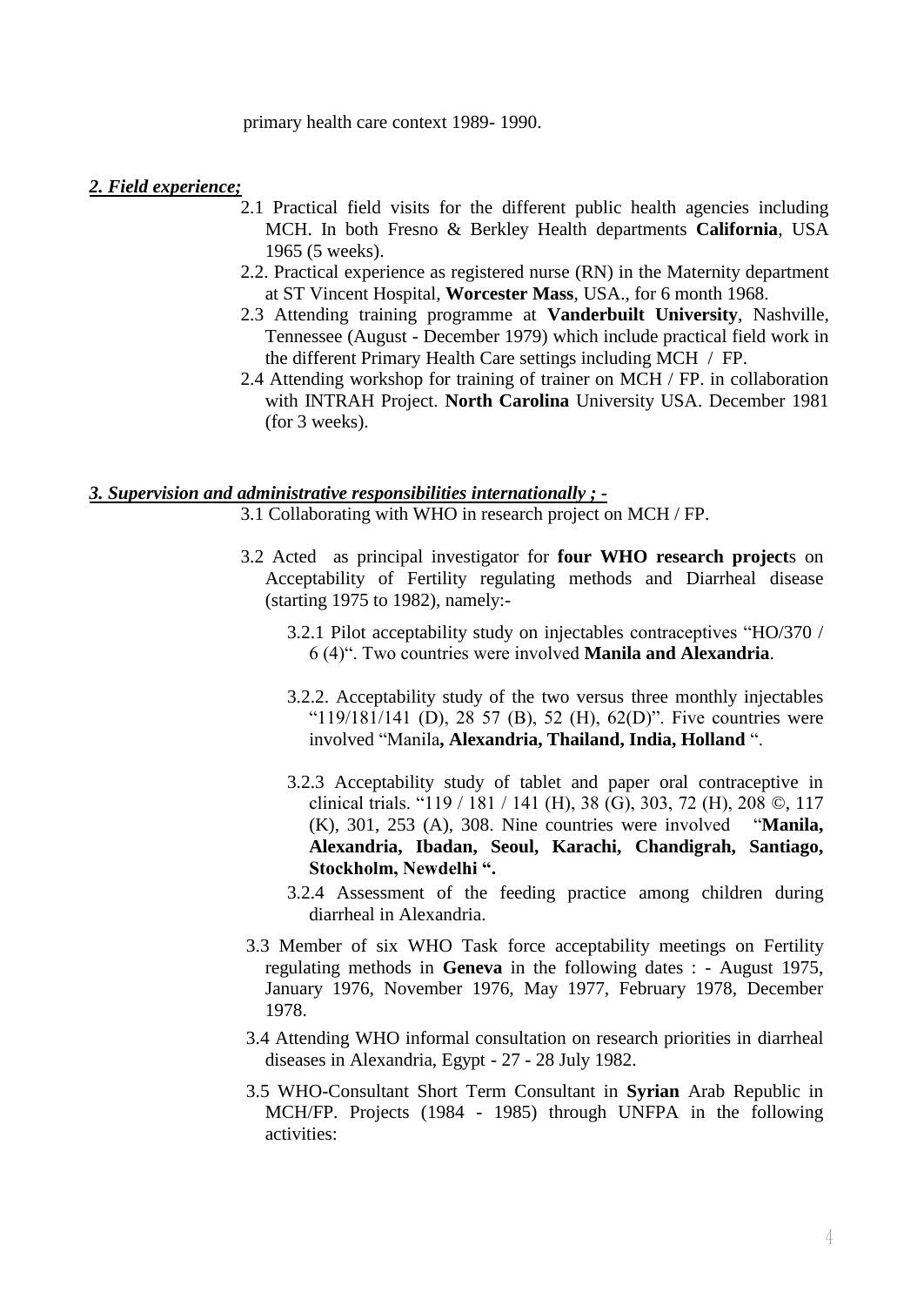primary health care context 1989- 1990.

***2. Field experience;***

2.1 Practical field visits for the different public health agencies including MCH. In both Fresno & Berkley Health departments **California**, USA 1965 (5 weeks).

2.2. Practical experience as registered nurse (RN) in the Maternity department at ST Vincent Hospital, **Worcester Mass**, USA., for 6 month 1968.

2.3 Attending training programme at **Vanderbuilt University**, Nashville, Tennessee (August - December 1979) which include practical field work in the different Primary Health Care settings including MCH / FP.

2.4 Attending workshop for training of trainer on MCH / FP. in collaboration with INTRAH Project. **North Carolina** University USA. December 1981 (for 3 weeks).

***3. Supervision and administrative responsibilities internationally ; -***

3.1 Collaborating with WHO in research project on MCH / FP.

3.2 Acted as principal investigator for **four WHO research project**s on Acceptability of Fertility regulating methods and Diarrheal disease (starting 1975 to 1982), namely:-

3.2.1 Pilot acceptability study on injectables contraceptives "HO/370 / 6 (4)". Two countries were involved **Manila and Alexandria**.

3.2.2. Acceptability study of the two versus three monthly injectables "119/181/141 (D), 28 57 (B), 52 (H), 62(D)". Five countries were involved "Manila**, Alexandria, Thailand, India, Holland** ".

3.2.3 Acceptability study of tablet and paper oral contraceptive in clinical trials. "119 / 181 / 141 (H), 38 (G), 303, 72 (H), 208 ©, 117 (K), 301, 253 (A), 308. Nine countries were involved "**Manila, Alexandria, Ibadan, Seoul, Karachi, Chandigrah, Santiago, Stockholm, Newdelhi ".**

3.2.4 Assessment of the feeding practice among children during diarrheal in Alexandria.

3.3 Member of six WHO Task force acceptability meetings on Fertility regulating methods in **Geneva** in the following dates : - August 1975, January 1976, November 1976, May 1977, February 1978, December 1978.

3.4 Attending WHO informal consultation on research priorities in diarrheal diseases in Alexandria, Egypt - 27 - 28 July 1982.

3.5 WHO-Consultant Short Term Consultant in **Syrian** Arab Republic in MCH/FP. Projects (1984 - 1985) through UNFPA in the following activities: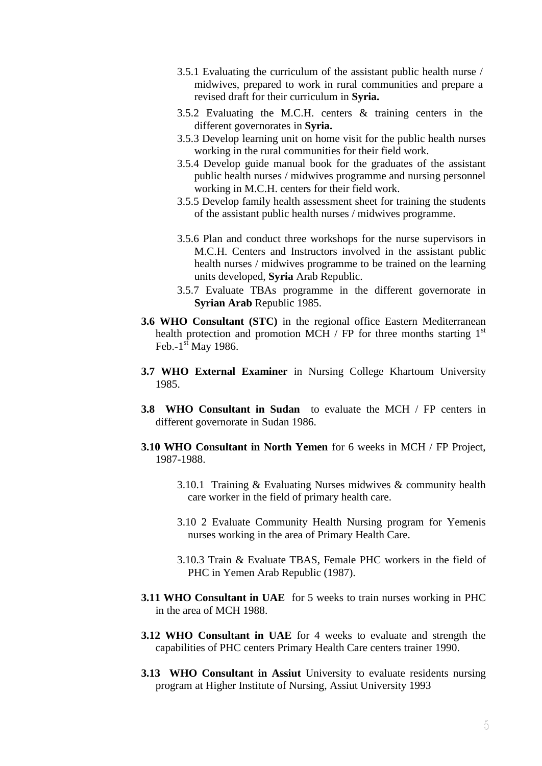3.5.1 Evaluating the curriculum of the assistant public health nurse / midwives, prepared to work in rural communities and prepare a revised draft for their curriculum in **Syria.**

3.5.2 Evaluating the M.C.H. centers & training centers in the different governorates in **Syria.**

3.5.3 Develop learning unit on home visit for the public health nurses working in the rural communities for their field work.

3.5.4 Develop guide manual book for the graduates of the assistant public health nurses / midwives programme and nursing personnel working in M.C.H. centers for their field work.

3.5.5 Develop family health assessment sheet for training the students of the assistant public health nurses / midwives programme.

3.5.6 Plan and conduct three workshops for the nurse supervisors in M.C.H. Centers and Instructors involved in the assistant public health nurses / midwives programme to be trained on the learning units developed, **Syria** Arab Republic.

3.5.7 Evaluate TBAs programme in the different governorate in **Syrian Arab** Republic 1985.

**3.6 WHO Consultant (STC)** in the regional office Eastern Mediterranean health protection and promotion MCH / FP for three months starting 1st Feb.-1st May 1986.

**3.7 WHO External Examiner** in Nursing College Khartoum University 1985.

**3.8 WHO Consultant in Sudan** to evaluate the MCH / FP centers in different governorate in Sudan 1986.

**3.10 WHO Consultant in North Yemen** for 6 weeks in MCH / FP Project, 1987-1988.

3.10.1 Training & Evaluating Nurses midwives & community health care worker in the field of primary health care.

3.10 2 Evaluate Community Health Nursing program for Yemenis nurses working in the area of Primary Health Care.

3.10.3 Train & Evaluate TBAS, Female PHC workers in the field of PHC in Yemen Arab Republic (1987).

**3.11 WHO Consultant in UAE** for 5 weeks to train nurses working in PHC in the area of MCH 1988.

**3.12 WHO Consultant in UAE** for 4 weeks to evaluate and strength the capabilities of PHC centers Primary Health Care centers trainer 1990.

**3.13 WHO Consultant in Assiut** University to evaluate residents nursing program at Higher Institute of Nursing, Assiut University 1993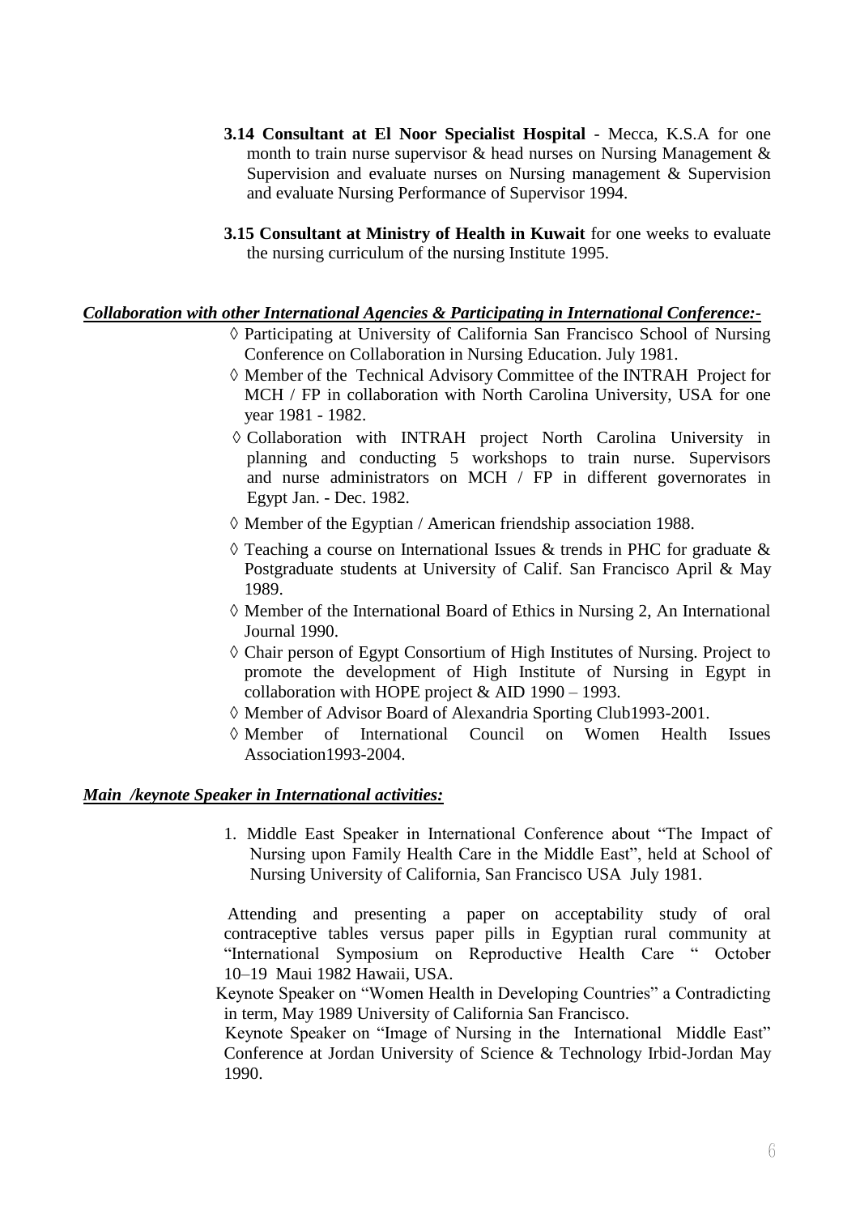**3.14 Consultant at El Noor Specialist Hospital** - Mecca, K.S.A for one month to train nurse supervisor & head nurses on Nursing Management & Supervision and evaluate nurses on Nursing management & Supervision and evaluate Nursing Performance of Supervisor 1994.

**3.15 Consultant at Ministry of Health in Kuwait** for one weeks to evaluate the nursing curriculum of the nursing Institute 1995.

***Collaboration with other International Agencies & Participating in International Conference:-***

- ◊ Participating at University of California San Francisco School of Nursing Conference on Collaboration in Nursing Education. July 1981.
- ◊ Member of the Technical Advisory Committee of the INTRAH Project for MCH / FP in collaboration with North Carolina University, USA for one year 1981 - 1982.
- ◊ Collaboration with INTRAH project North Carolina University in planning and conducting 5 workshops to train nurse. Supervisors and nurse administrators on MCH / FP in different governorates in Egypt Jan. - Dec. 1982.
- ◊ Member of the Egyptian / American friendship association 1988.
- ◊ Teaching a course on International Issues & trends in PHC for graduate & Postgraduate students at University of Calif. San Francisco April & May 1989.
- ◊ Member of the International Board of Ethics in Nursing 2, An International Journal 1990.
- ◊ Chair person of Egypt Consortium of High Institutes of Nursing. Project to promote the development of High Institute of Nursing in Egypt in collaboration with HOPE project & AID 1990 – 1993.
- ◊ Member of Advisor Board of Alexandria Sporting Club1993-2001.
- ◊ Member of International Council on Women Health Issues Association1993-2004.

***Main /keynote Speaker in International activities:***

1. Middle East Speaker in International Conference about “The Impact of Nursing upon Family Health Care in the Middle East”, held at School of Nursing University of California, San Francisco USA July 1981.

Attending and presenting a paper on acceptability study of oral contraceptive tables versus paper pills in Egyptian rural community at “International Symposium on Reproductive Health Care “ October 10–19 Maui 1982 Hawaii, USA.

Keynote Speaker on “Women Health in Developing Countries” a Contradicting in term, May 1989 University of California San Francisco.

Keynote Speaker on “Image of Nursing in the International Middle East” Conference at Jordan University of Science & Technology Irbid-Jordan May 1990.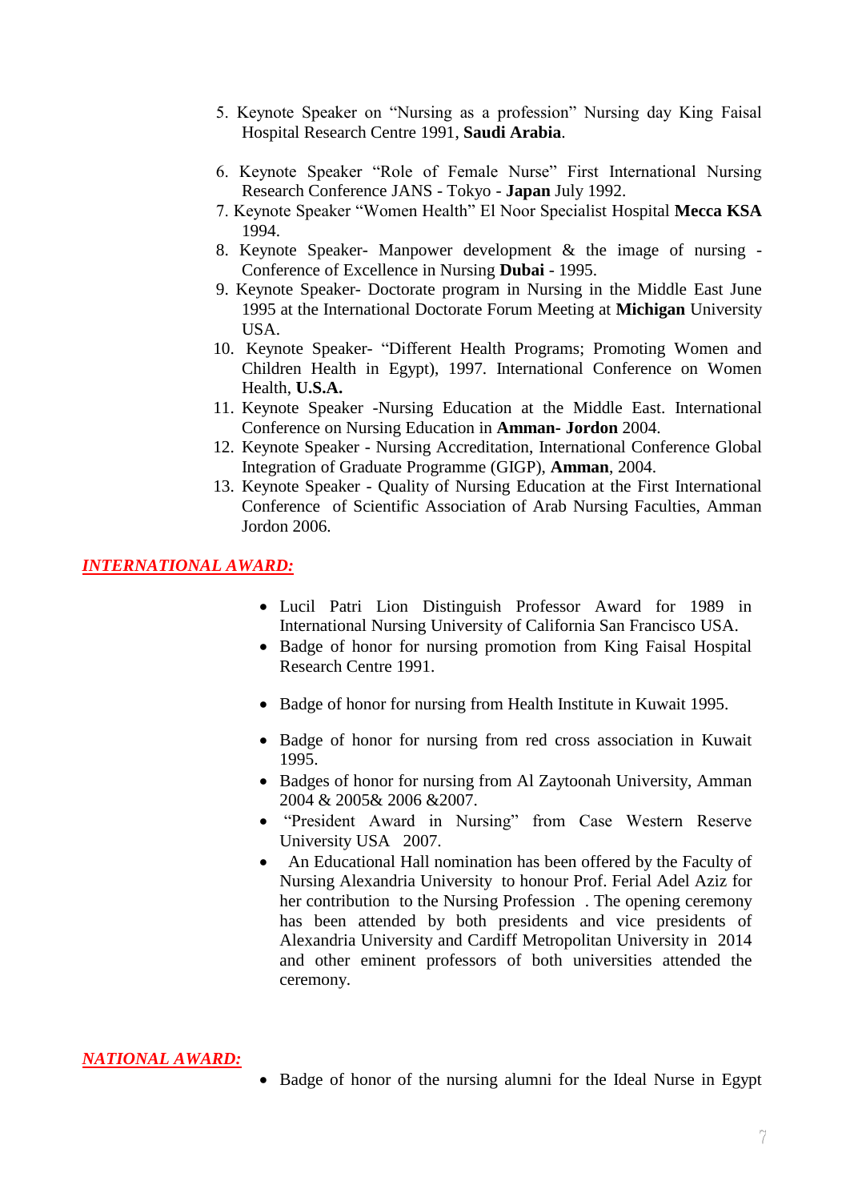5. Keynote Speaker on "Nursing as a profession" Nursing day King Faisal Hospital Research Centre 1991, **Saudi Arabia**.

6. Keynote Speaker "Role of Female Nurse" First International Nursing Research Conference JANS - Tokyo - **Japan** July 1992.
7. Keynote Speaker "Women Health" El Noor Specialist Hospital **Mecca KSA** 1994.
8. Keynote Speaker- Manpower development & the image of nursing - Conference of Excellence in Nursing **Dubai** - 1995.
9. Keynote Speaker- Doctorate program in Nursing in the Middle East June 1995 at the International Doctorate Forum Meeting at **Michigan** University USA.
10. Keynote Speaker- "Different Health Programs; Promoting Women and Children Health in Egypt), 1997. International Conference on Women Health, **U.S.A.**
11. Keynote Speaker -Nursing Education at the Middle East. International Conference on Nursing Education in **Amman- Jordon** 2004.
12. Keynote Speaker - Nursing Accreditation, International Conference Global Integration of Graduate Programme (GIGP), **Amman**, 2004.
13. Keynote Speaker - Quality of Nursing Education at the First International Conference of Scientific Association of Arab Nursing Faculties, Amman Jordon 2006.

## *INTERNATIONAL AWARD:*

- Lucil Patri Lion Distinguish Professor Award for 1989 in International Nursing University of California San Francisco USA.
- Badge of honor for nursing promotion from King Faisal Hospital Research Centre 1991.
- Badge of honor for nursing from Health Institute in Kuwait 1995.
- Badge of honor for nursing from red cross association in Kuwait 1995.
- Badges of honor for nursing from Al Zaytoonah University, Amman 2004 & 2005& 2006 &2007.
- "President Award in Nursing" from Case Western Reserve University USA 2007.
- An Educational Hall nomination has been offered by the Faculty of Nursing Alexandria University to honour Prof. Ferial Adel Aziz for her contribution to the Nursing Profession . The opening ceremony has been attended by both presidents and vice presidents of Alexandria University and Cardiff Metropolitan University in 2014 and other eminent professors of both universities attended the ceremony.

## *NATIONAL AWARD:*

- Badge of honor of the nursing alumni for the Ideal Nurse in Egypt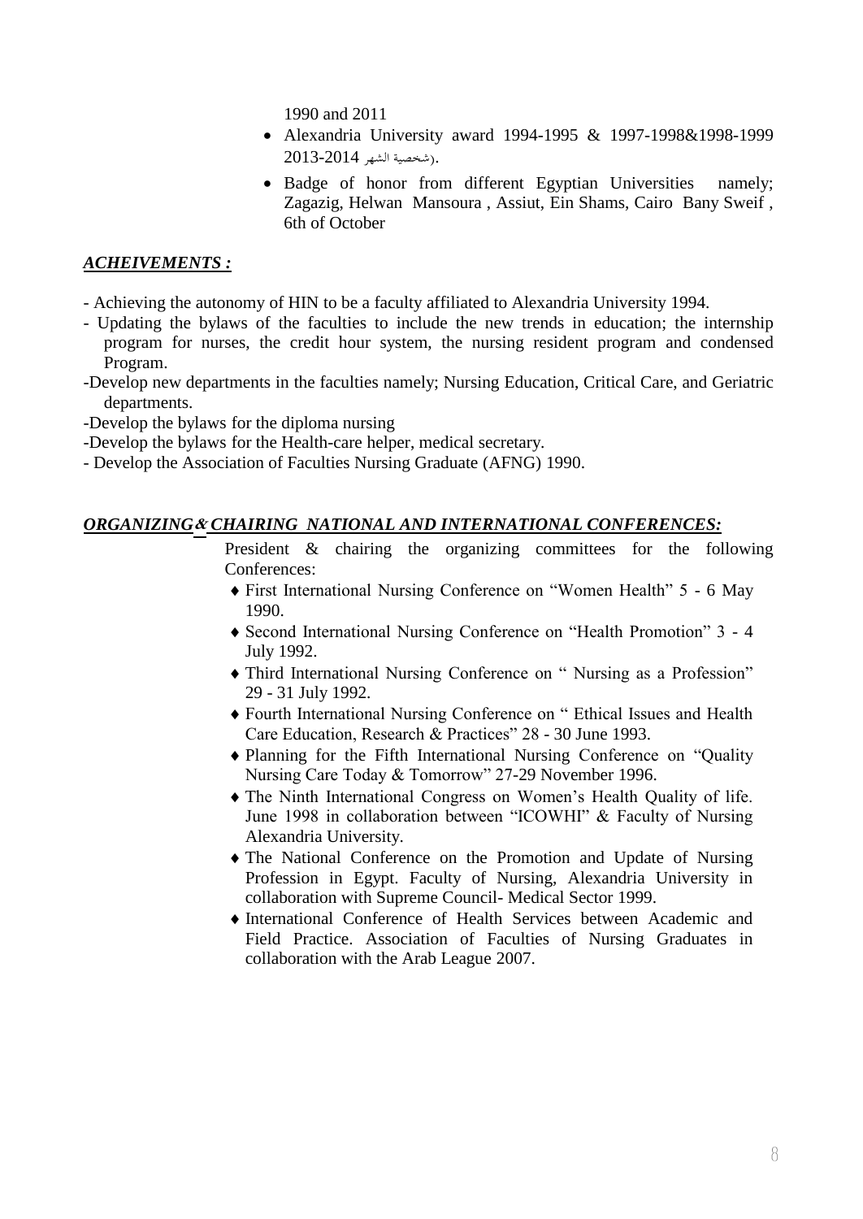1990 and 2011

- Alexandria University award 1994-1995 & 1997-1998&1998-1999 2013-2014 شخصية الشهر).
- Badge of honor from different Egyptian Universities namely; Zagazig, Helwan Mansoura , Assiut, Ein Shams, Cairo Bany Sweif , 6th of October

***ACHEIVEMENTS :***

- Achieving the autonomy of HIN to be a faculty affiliated to Alexandria University 1994.
- Updating the bylaws of the faculties to include the new trends in education; the internship program for nurses, the credit hour system, the nursing resident program and condensed Program.
- Develop new departments in the faculties namely; Nursing Education, Critical Care, and Geriatric departments.
- Develop the bylaws for the diploma nursing
- Develop the bylaws for the Health-care helper, medical secretary.
- Develop the Association of Faculties Nursing Graduate (AFNG) 1990.

***ORGANIZING & CHAIRING NATIONAL AND INTERNATIONAL CONFERENCES:***

President & chairing the organizing committees for the following Conferences:

- First International Nursing Conference on “Women Health” 5 - 6 May 1990.
- Second International Nursing Conference on “Health Promotion” 3 - 4 July 1992.
- Third International Nursing Conference on “ Nursing as a Profession” 29 - 31 July 1992.
- Fourth International Nursing Conference on “ Ethical Issues and Health Care Education, Research & Practices” 28 - 30 June 1993.
- Planning for the Fifth International Nursing Conference on “Quality Nursing Care Today & Tomorrow” 27-29 November 1996.
- The Ninth International Congress on Women’s Health Quality of life. June 1998 in collaboration between “ICOWHI” & Faculty of Nursing Alexandria University.
- The National Conference on the Promotion and Update of Nursing Profession in Egypt. Faculty of Nursing, Alexandria University in collaboration with Supreme Council- Medical Sector 1999.
- International Conference of Health Services between Academic and Field Practice. Association of Faculties of Nursing Graduates in collaboration with the Arab League 2007.